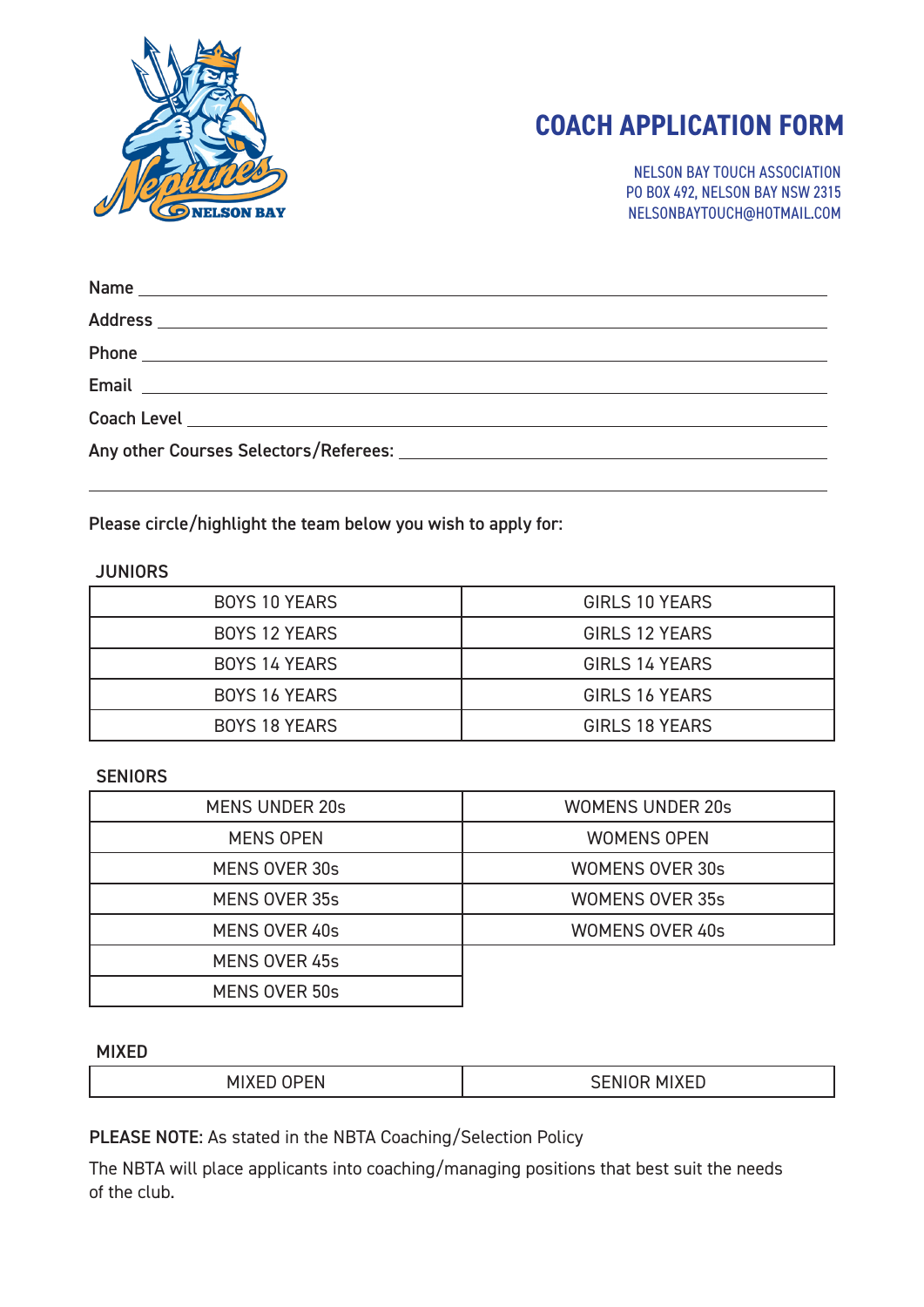# COACH APPLICATION FORM

NELSON BAY TOUCH ASSOCIATION
PO BOX 492, NELSON BAY NSW 2315
NELSONBAYTOUCH@HOTMAIL.COM

Name ______________________________________________

Address ______________________________________________

Phone ______________________________________________

Email ______________________________________________

Coach Level ______________________________________________

Any other Courses Selectors/Referees: ______________________________________________

______________________________________________

Please circle/highlight the team below you wish to apply for:

JUNIORS

| | |
|---|---|
| BOYS 10 YEARS | GIRLS 10 YEARS |
| BOYS 12 YEARS | GIRLS 12 YEARS |
| BOYS 14 YEARS | GIRLS 14 YEARS |
| BOYS 16 YEARS | GIRLS 16 YEARS |
| BOYS 18 YEARS | GIRLS 18 YEARS |

SENIORS

| | |
|---|---|
| MENS UNDER 20s | WOMENS UNDER 20s |
| MENS OPEN | WOMENS OPEN |
| MENS OVER 30s | WOMENS OVER 30s |
| MENS OVER 35s | WOMENS OVER 35s |
| MENS OVER 40s | WOMENS OVER 40s |
| MENS OVER 45s | |
| MENS OVER 50s | |

MIXED

| | |
|---|---|
| MIXED OPEN | SENIOR MIXED |

**PLEASE NOTE:** As stated in the NBTA Coaching/Selection Policy

The NBTA will place applicants into coaching/managing positions that best suit the needs of the club.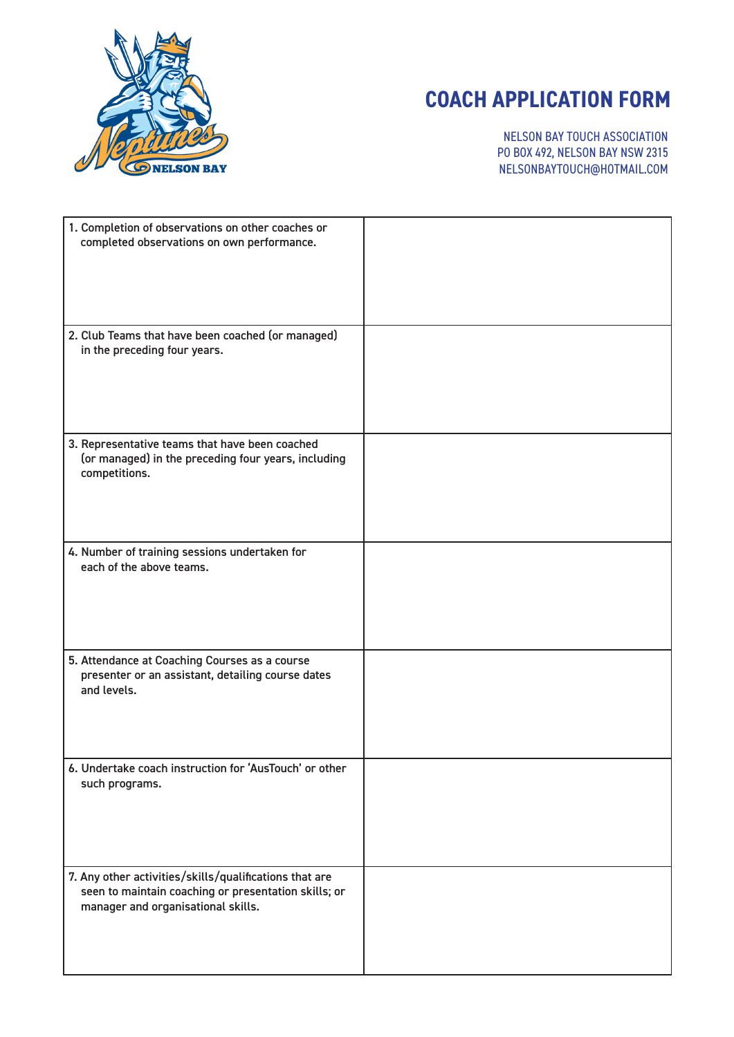# COACH APPLICATION FORM

NELSON BAY TOUCH ASSOCIATION
PO BOX 492, NELSON BAY NSW 2315
NELSONBAYTOUCH@HOTMAIL.COM

| | |
|---|---|
| 1. Completion of observations on other coaches or completed observations on own performance. | |
| 2. Club Teams that have been coached (or managed) in the preceding four years. | |
| 3. Representative teams that have been coached (or managed) in the preceding four years, including competitions. | |
| 4. Number of training sessions undertaken for each of the above teams. | |
| 5. Attendance at Coaching Courses as a course presenter or an assistant, detailing course dates and levels. | |
| 6. Undertake coach instruction for 'AusTouch' or other such programs. | |
| 7. Any other activities/skills/qualifications that are seen to maintain coaching or presentation skills; or manager and organisational skills. | |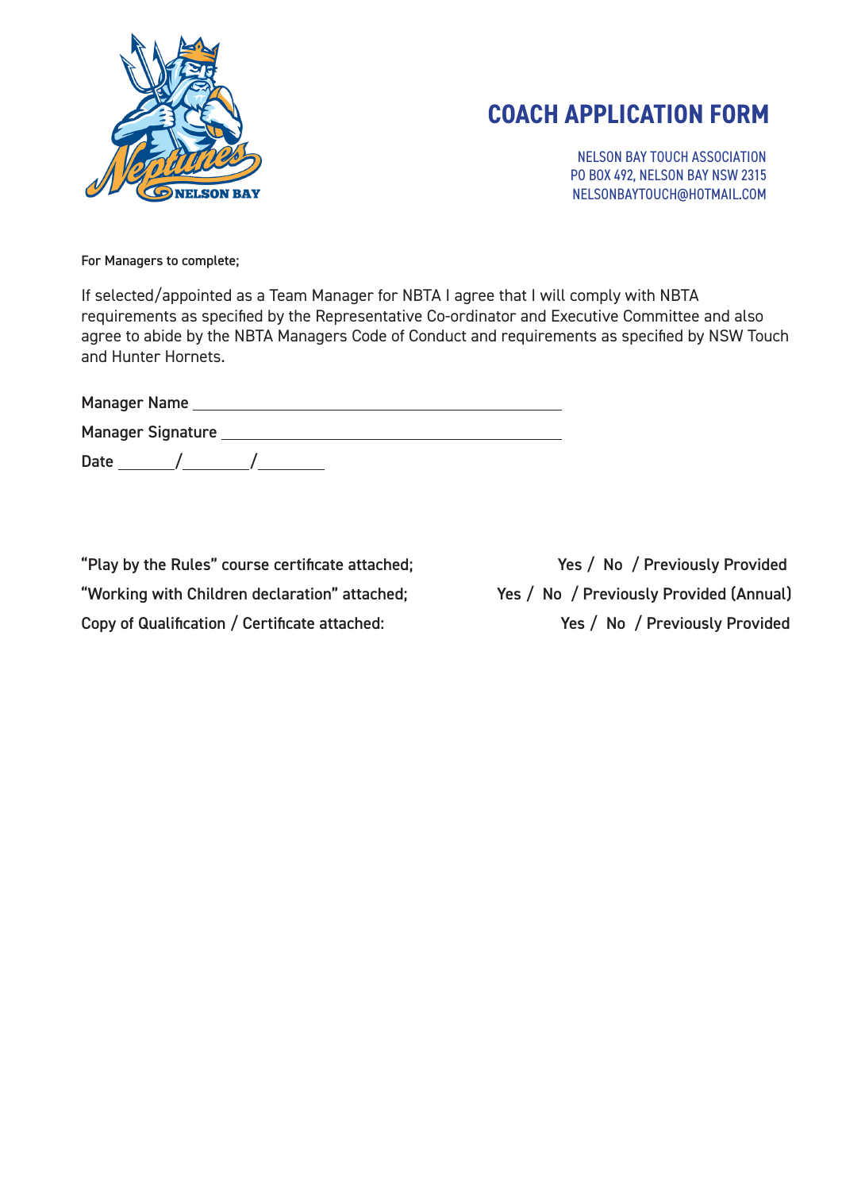# COACH APPLICATION FORM

NELSON BAY TOUCH ASSOCIATION
PO BOX 492, NELSON BAY NSW 2315
NELSONBAYTOUCH@HOTMAIL.COM

For Managers to complete;

If selected/appointed as a Team Manager for NBTA I agree that I will comply with NBTA requirements as specified by the Representative Co-ordinator and Executive Committee and also agree to abide by the NBTA Managers Code of Conduct and requirements as specified by NSW Touch and Hunter Hornets.

Manager Name ______________________________

Manager Signature ______________________________

Date ______/______/______

“Play by the Rules” course certificate attached; Yes / No / Previously Provided

“Working with Children declaration” attached; Yes / No / Previously Provided (Annual)

Copy of Qualification / Certificate attached: Yes / No / Previously Provided